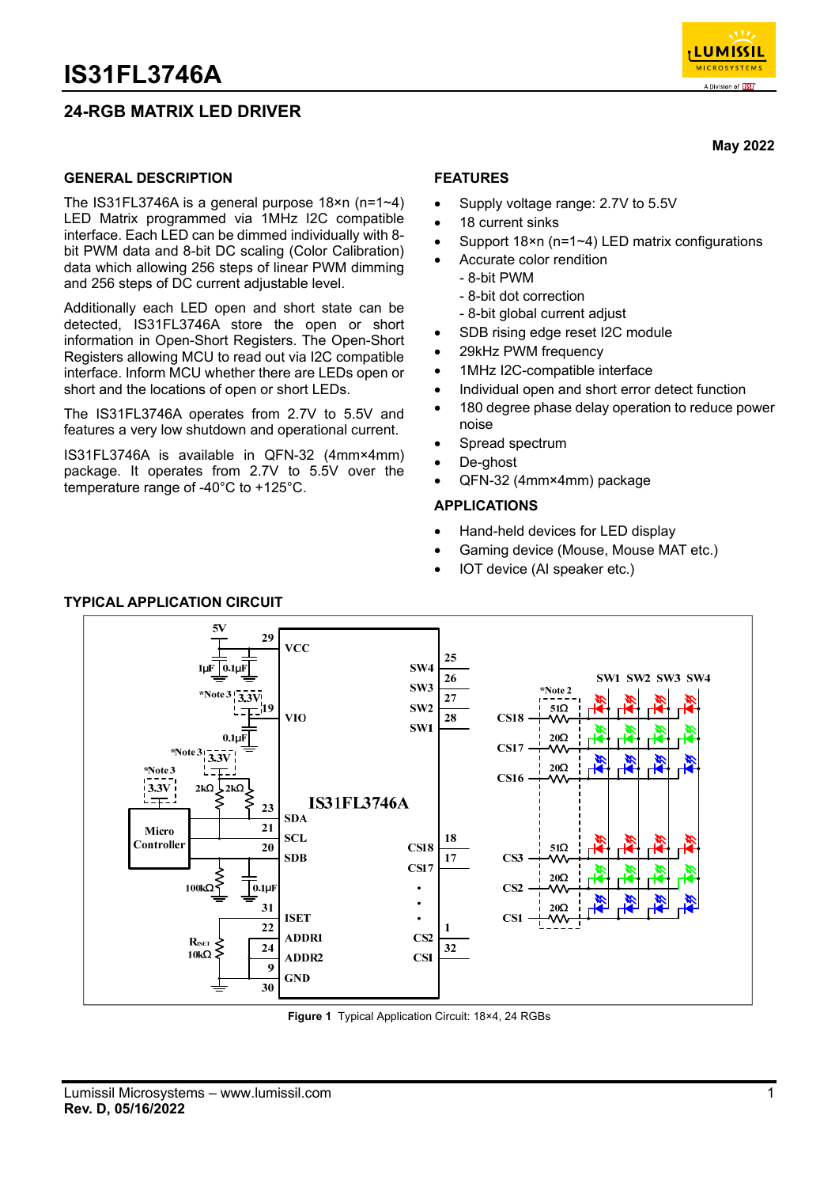# IS31FL3746A

## 24-RGB MATRIX LED DRIVER

**May 2022**

### GENERAL DESCRIPTION

The IS31FL3746A is a general purpose 18×n (n=1~4) LED Matrix programmed via 1MHz I2C compatible interface. Each LED can be dimmed individually with 8-bit PWM data and 8-bit DC scaling (Color Calibration) data which allowing 256 steps of linear PWM dimming and 256 steps of DC current adjustable level.

Additionally each LED open and short state can be detected, IS31FL3746A store the open or short information in Open-Short Registers. The Open-Short Registers allowing MCU to read out via I2C compatible interface. Inform MCU whether there are LEDs open or short and the locations of open or short LEDs.

The IS31FL3746A operates from 2.7V to 5.5V and features a very low shutdown and operational current.

IS31FL3746A is available in QFN-32 (4mm×4mm) package. It operates from 2.7V to 5.5V over the temperature range of -40°C to +125°C.

### FEATURES

- Supply voltage range: 2.7V to 5.5V
- 18 current sinks
- Support 18×n (n=1~4) LED matrix configurations
- Accurate color rendition
  - 8-bit PWM
  - 8-bit dot correction
  - 8-bit global current adjust
- SDB rising edge reset I2C module
- 29kHz PWM frequency
- 1MHz I2C-compatible interface
- Individual open and short error detect function
- 180 degree phase delay operation to reduce power noise
- Spread spectrum
- De-ghost
- QFN-32 (4mm×4mm) package

### APPLICATIONS

- Hand-held devices for LED display
- Gaming device (Mouse, Mouse MAT etc.)
- IOT device (AI speaker etc.)

### TYPICAL APPLICATION CIRCUIT

**Figure 1** Typical Application Circuit: 18×4, 24 RGBs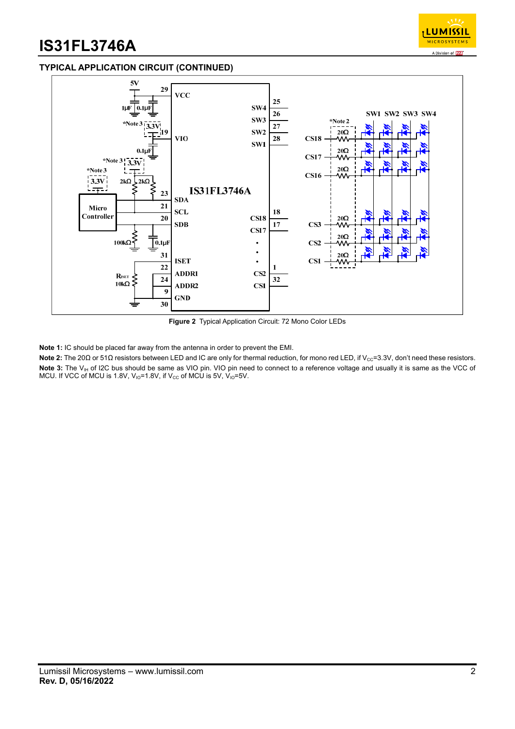## TYPICAL APPLICATION CIRCUIT (CONTINUED)

**Figure 2** Typical Application Circuit: 72 Mono Color LEDs

**Note 1:** IC should be placed far away from the antenna in order to prevent the EMI.

**Note 2:** The 20Ω or 51Ω resistors between LED and IC are only for thermal reduction, for mono red LED, if $V_{CC}$=3.3V, don't need these resistors.

**Note 3:** The $V_{IH}$ of I2C bus should be same as VIO pin. VIO pin need to connect to a reference voltage and usually it is same as the VCC of MCU. If VCC of MCU is 1.8V, $V_{IO}$=1.8V, if $V_{CC}$ of MCU is 5V, $V_{IO}$=5V.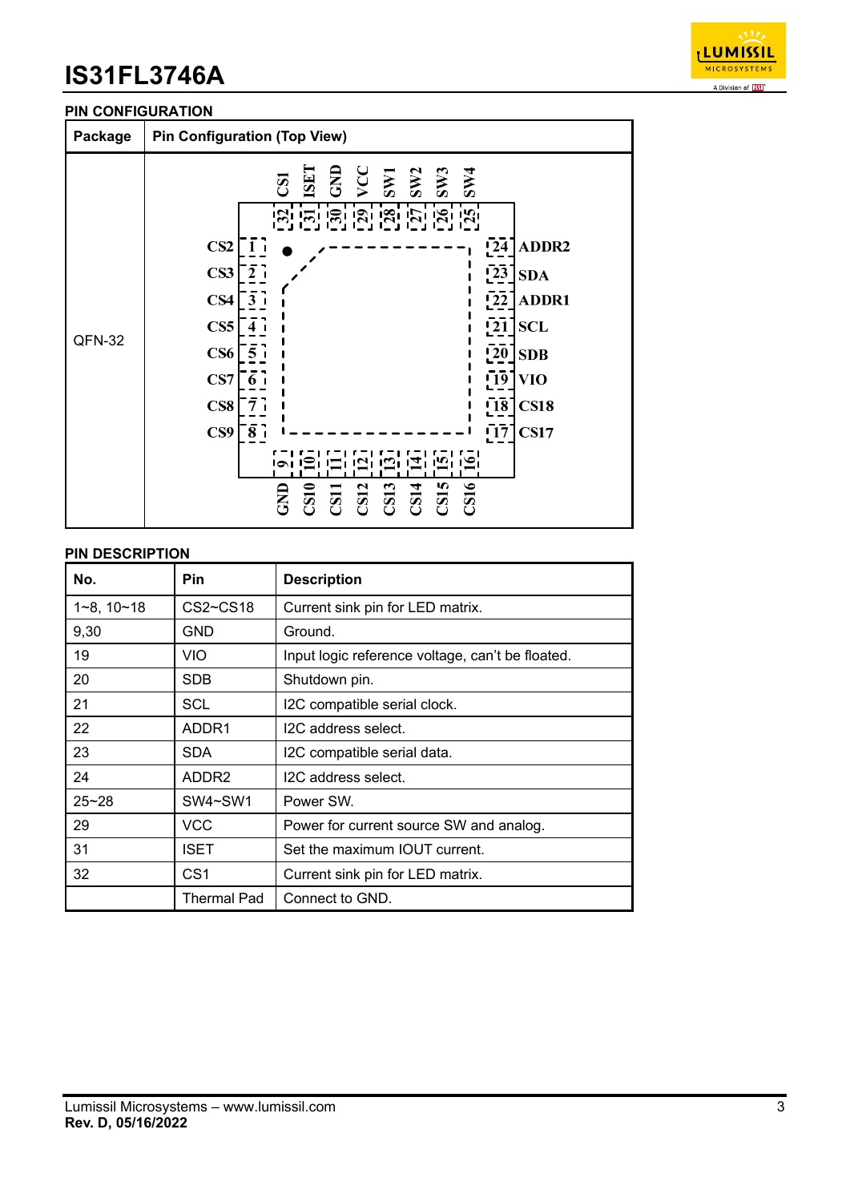## PIN CONFIGURATION

| Package | Pin Configuration (Top View) |
|---|---|
| QFN-32 | Pins 1–8 (left): CS2, CS3, CS4, CS5, CS6, CS7, CS8, CS9; Pins 9–16 (bottom): GND, CS10, CS11, CS12, CS13, CS14, CS15, CS16; Pins 17–24 (right): CS17, CS18, VIO, SDB, SCL, ADDR1, SDA, ADDR2; Pins 25–32 (top): SW4, SW3, SW2, SW1, VCC, GND, ISET, CS1 |

## PIN DESCRIPTION

| No. | Pin | Description |
|---|---|---|
| 1~8, 10~18 | CS2~CS18 | Current sink pin for LED matrix. |
| 9,30 | GND | Ground. |
| 19 | VIO | Input logic reference voltage, can't be floated. |
| 20 | SDB | Shutdown pin. |
| 21 | SCL | I2C compatible serial clock. |
| 22 | ADDR1 | I2C address select. |
| 23 | SDA | I2C compatible serial data. |
| 24 | ADDR2 | I2C address select. |
| 25~28 | SW4~SW1 | Power SW. |
| 29 | VCC | Power for current source SW and analog. |
| 31 | ISET | Set the maximum IOUT current. |
| 32 | CS1 | Current sink pin for LED matrix. |
| | Thermal Pad | Connect to GND. |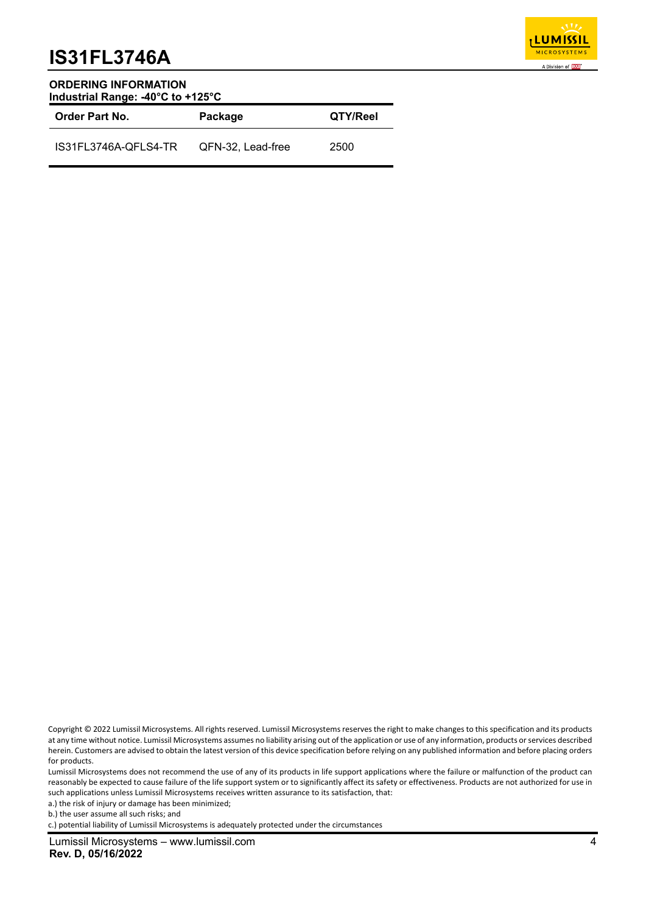## ORDERING INFORMATION

**Industrial Range: -40°C to +125°C**

| Order Part No. | Package | QTY/Reel |
|---|---|---|
| IS31FL3746A-QFLS4-TR | QFN-32, Lead-free | 2500 |

Copyright © 2022 Lumissil Microsystems. All rights reserved. Lumissil Microsystems reserves the right to make changes to this specification and its products at any time without notice. Lumissil Microsystems assumes no liability arising out of the application or use of any information, products or services described herein. Customers are advised to obtain the latest version of this device specification before relying on any published information and before placing orders for products.

Lumissil Microsystems does not recommend the use of any of its products in life support applications where the failure or malfunction of the product can reasonably be expected to cause failure of the life support system or to significantly affect its safety or effectiveness. Products are not authorized for use in such applications unless Lumissil Microsystems receives written assurance to its satisfaction, that:

a.) the risk of injury or damage has been minimized;

b.) the user assume all such risks; and

c.) potential liability of Lumissil Microsystems is adequately protected under the circumstances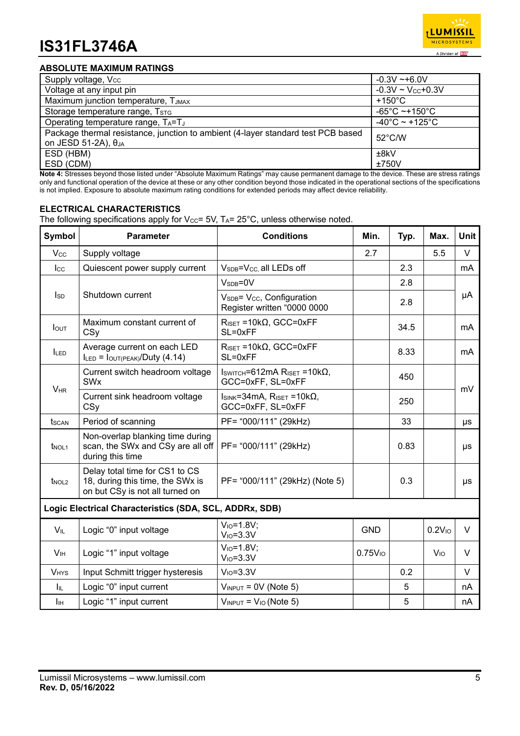## ABSOLUTE MAXIMUM RATINGS

| | |
|---|---|
| Supply voltage, $V_{CC}$ | -0.3V ~+6.0V |
| Voltage at any input pin | -0.3V ~ $V_{CC}$+0.3V |
| Maximum junction temperature, $T_{JMAX}$ | +150°C |
| Storage temperature range, $T_{STG}$ | -65°C ~+150°C |
| Operating temperature range, $T_A$=$T_J$ | -40°C ~ +125°C |
| Package thermal resistance, junction to ambient (4-layer standard test PCB based on JESD 51-2A), $\theta_{JA}$ | 52°C/W |
| ESD (HBM)<br>ESD (CDM) | ±8kV<br>±750V |

**Note 4:** Stresses beyond those listed under "Absolute Maximum Ratings" may cause permanent damage to the device. These are stress ratings only and functional operation of the device at these or any other condition beyond those indicated in the operational sections of the specifications is not implied. Exposure to absolute maximum rating conditions for extended periods may affect device reliability.

## ELECTRICAL CHARACTERISTICS

The following specifications apply for $V_{CC}$= 5V, $T_A$= 25°C, unless otherwise noted.

| Symbol | Parameter | Conditions | Min. | Typ. | Max. | Unit |
|---|---|---|---|---|---|---|
| $V_{CC}$ | Supply voltage | | 2.7 | | 5.5 | V |
| $I_{CC}$ | Quiescent power supply current | $V_{SDB}$=$V_{CC}$, all LEDs off | | 2.3 | | mA |
| $I_{SD}$ | Shutdown current | $V_{SDB}$=0V | | 2.8 | | μA |
| | | $V_{SDB}$= $V_{CC}$, Configuration Register written "0000 0000 | | 2.8 | | |
| $I_{OUT}$ | Maximum constant current of CSy | $R_{ISET}$ =10kΩ, GCC=0xFF SL=0xFF | | 34.5 | | mA |
| $I_{LED}$ | Average current on each LED $I_{LED}$ = $I_{OUT(PEAK)}$/Duty (4.14) | $R_{ISET}$ =10kΩ, GCC=0xFF SL=0xFF | | 8.33 | | mA |
| $V_{HR}$ | Current switch headroom voltage SWx | $I_{SWITCH}$=612mA $R_{ISET}$ =10kΩ, GCC=0xFF, SL=0xFF | | 450 | | mV |
| | Current sink headroom voltage CSy | $I_{SINK}$=34mA, $R_{ISET}$ =10kΩ, GCC=0xFF, SL=0xFF | | 250 | | |
| $t_{SCAN}$ | Period of scanning | PF= "000/111" (29kHz) | | 33 | | μs |
| $t_{NOL1}$ | Non-overlap blanking time during scan, the SWx and CSy are all off during this time | PF= "000/111" (29kHz) | | 0.83 | | μs |
| $t_{NOL2}$ | Delay total time for CS1 to CS 18, during this time, the SWx is on but CSy is not all turned on | PF= "000/111" (29kHz) (Note 5) | | 0.3 | | μs |
| **Logic Electrical Characteristics (SDA, SCL, ADDRx, SDB)** | | | | | | |
| $V_{IL}$ | Logic "0" input voltage | $V_{IO}$=1.8V; $V_{IO}$=3.3V | GND | | 0.2$V_{IO}$ | V |
| $V_{IH}$ | Logic "1" input voltage | $V_{IO}$=1.8V; $V_{IO}$=3.3V | 0.75$V_{IO}$ | | $V_{IO}$ | V |
| $V_{HYS}$ | Input Schmitt trigger hysteresis | $V_{IO}$=3.3V | | 0.2 | | V |
| $I_{IL}$ | Logic "0" input current | $V_{INPUT}$ = 0V (Note 5) | | 5 | | nA |
| $I_{IH}$ | Logic "1" input current | $V_{INPUT}$ = $V_{IO}$ (Note 5) | | 5 | | nA |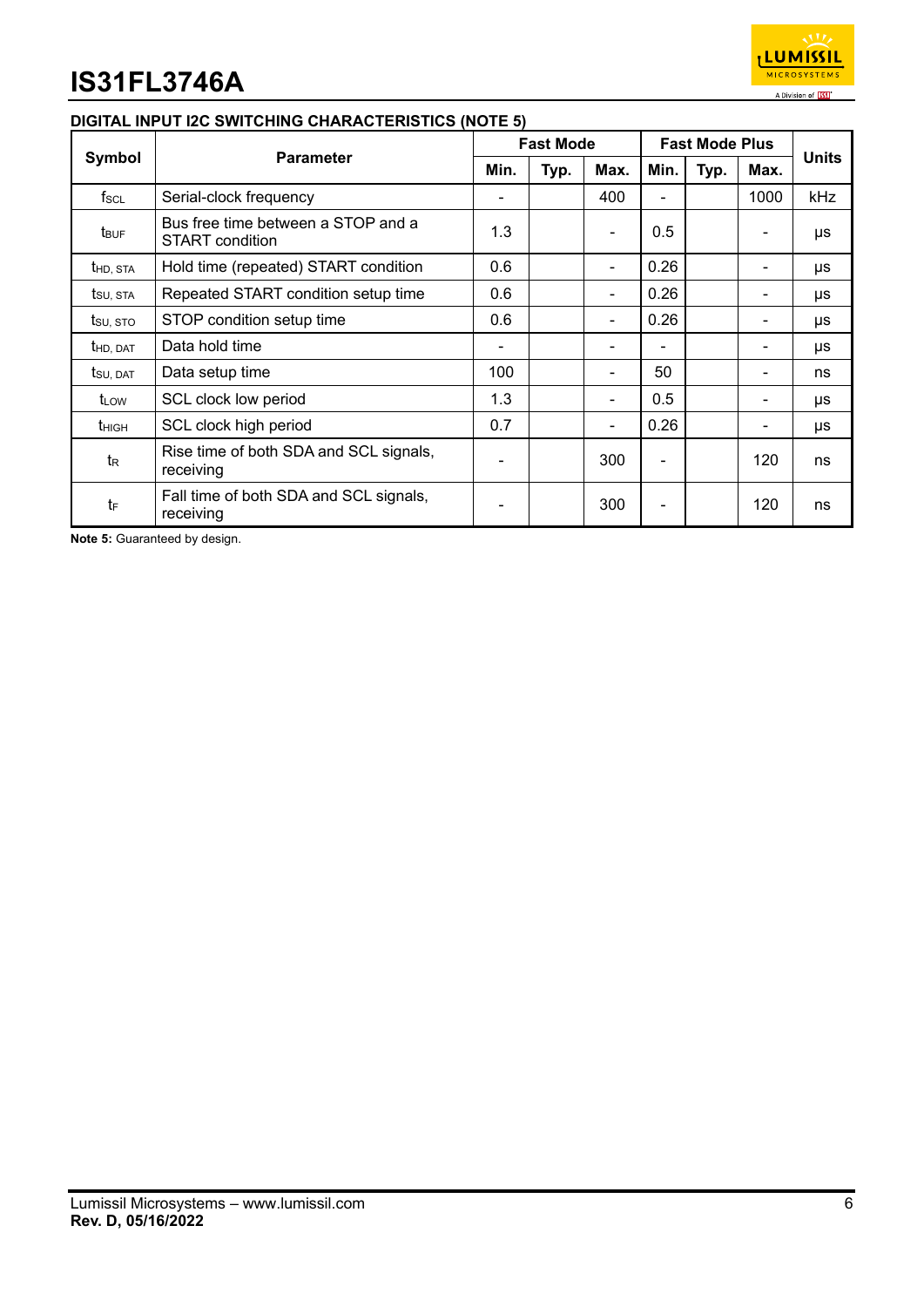## DIGITAL INPUT I2C SWITCHING CHARACTERISTICS (NOTE 5)

| Symbol | Parameter | Fast Mode | | | Fast Mode Plus | | | Units |
|---|---|---|---|---|---|---|---|---|
| | | Min. | Typ. | Max. | Min. | Typ. | Max. | |
| $f_{SCL}$ | Serial-clock frequency | - | | 400 | - | | 1000 | kHz |
| $t_{BUF}$ | Bus free time between a STOP and a START condition | 1.3 | | - | 0.5 | | - | μs |
| $t_{HD, STA}$ | Hold time (repeated) START condition | 0.6 | | - | 0.26 | | - | μs |
| $t_{SU, STA}$ | Repeated START condition setup time | 0.6 | | - | 0.26 | | - | μs |
| $t_{SU, STO}$ | STOP condition setup time | 0.6 | | - | 0.26 | | - | μs |
| $t_{HD, DAT}$ | Data hold time | - | | - | - | | - | μs |
| $t_{SU, DAT}$ | Data setup time | 100 | | - | 50 | | - | ns |
| $t_{LOW}$ | SCL clock low period | 1.3 | | - | 0.5 | | - | μs |
| $t_{HIGH}$ | SCL clock high period | 0.7 | | - | 0.26 | | - | μs |
| $t_R$ | Rise time of both SDA and SCL signals, receiving | - | | 300 | - | | 120 | ns |
| $t_F$ | Fall time of both SDA and SCL signals, receiving | - | | 300 | - | | 120 | ns |

**Note 5:** Guaranteed by design.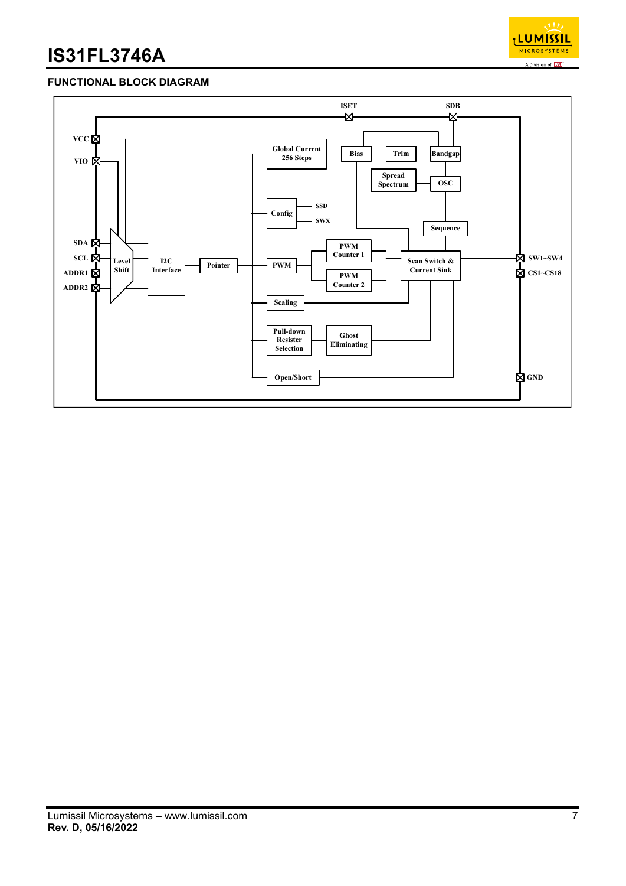## FUNCTIONAL BLOCK DIAGRAM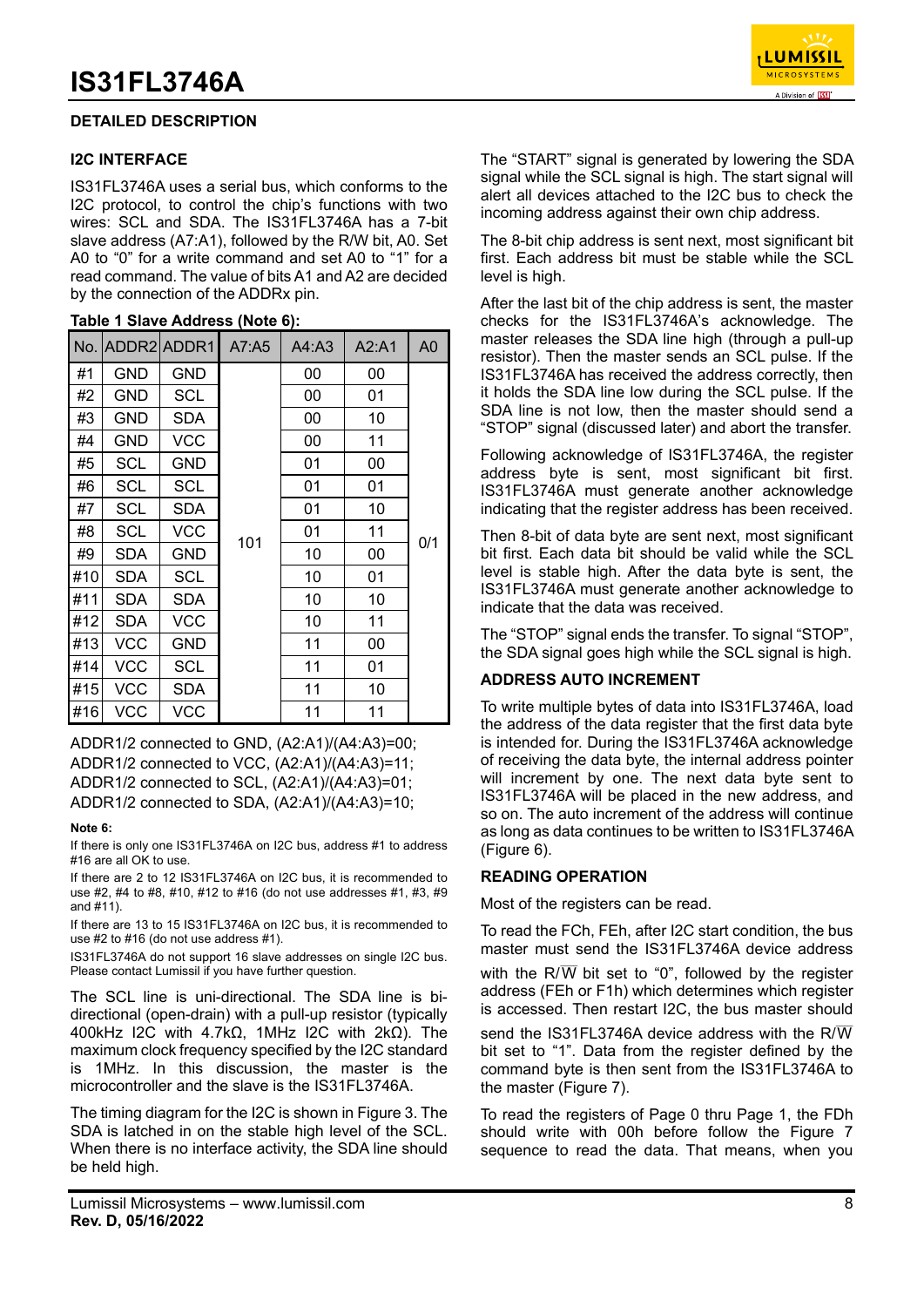## DETAILED DESCRIPTION

### I2C INTERFACE

IS31FL3746A uses a serial bus, which conforms to the I2C protocol, to control the chip's functions with two wires: SCL and SDA. The IS31FL3746A has a 7-bit slave address (A7:A1), followed by the R/W bit, A0. Set A0 to "0" for a write command and set A0 to "1" for a read command. The value of bits A1 and A2 are decided by the connection of the ADDRx pin.

**Table 1 Slave Address (Note 6):**

| No. | ADDR2 | ADDR1 | A7:A5 | A4:A3 | A2:A1 | A0 |
|---|---|---|---|---|---|---|
| #1 | GND | GND | 101 | 00 | 00 | 0/1 |
| #2 | GND | SCL | 101 | 00 | 01 | 0/1 |
| #3 | GND | SDA | 101 | 00 | 10 | 0/1 |
| #4 | GND | VCC | 101 | 00 | 11 | 0/1 |
| #5 | SCL | GND | 101 | 01 | 00 | 0/1 |
| #6 | SCL | SCL | 101 | 01 | 01 | 0/1 |
| #7 | SCL | SDA | 101 | 01 | 10 | 0/1 |
| #8 | SCL | VCC | 101 | 01 | 11 | 0/1 |
| #9 | SDA | GND | 101 | 10 | 00 | 0/1 |
| #10 | SDA | SCL | 101 | 10 | 01 | 0/1 |
| #11 | SDA | SDA | 101 | 10 | 10 | 0/1 |
| #12 | SDA | VCC | 101 | 10 | 11 | 0/1 |
| #13 | VCC | GND | 101 | 11 | 00 | 0/1 |
| #14 | VCC | SCL | 101 | 11 | 01 | 0/1 |
| #15 | VCC | SDA | 101 | 11 | 10 | 0/1 |
| #16 | VCC | VCC | 101 | 11 | 11 | 0/1 |

ADDR1/2 connected to GND, (A2:A1)/(A4:A3)=00;
ADDR1/2 connected to VCC, (A2:A1)/(A4:A3)=11;
ADDR1/2 connected to SCL, (A2:A1)/(A4:A3)=01;
ADDR1/2 connected to SDA, (A2:A1)/(A4:A3)=10;

**Note 6:**

If there is only one IS31FL3746A on I2C bus, address #1 to address #16 are all OK to use.

If there are 2 to 12 IS31FL3746A on I2C bus, it is recommended to use #2, #4 to #8, #10, #12 to #16 (do not use addresses #1, #3, #9 and #11).

If there are 13 to 15 IS31FL3746A on I2C bus, it is recommended to use #2 to #16 (do not use address #1).

IS31FL3746A do not support 16 slave addresses on single I2C bus. Please contact Lumissil if you have further question.

The SCL line is uni-directional. The SDA line is bi-directional (open-drain) with a pull-up resistor (typically 400kHz I2C with 4.7kΩ, 1MHz I2C with 2kΩ). The maximum clock frequency specified by the I2C standard is 1MHz. In this discussion, the master is the microcontroller and the slave is the IS31FL3746A.

The timing diagram for the I2C is shown in Figure 3. The SDA is latched in on the stable high level of the SCL. When there is no interface activity, the SDA line should be held high.

The "START" signal is generated by lowering the SDA signal while the SCL signal is high. The start signal will alert all devices attached to the I2C bus to check the incoming address against their own chip address.

The 8-bit chip address is sent next, most significant bit first. Each address bit must be stable while the SCL level is high.

After the last bit of the chip address is sent, the master checks for the IS31FL3746A's acknowledge. The master releases the SDA line high (through a pull-up resistor). Then the master sends an SCL pulse. If the IS31FL3746A has received the address correctly, then it holds the SDA line low during the SCL pulse. If the SDA line is not low, then the master should send a "STOP" signal (discussed later) and abort the transfer.

Following acknowledge of IS31FL3746A, the register address byte is sent, most significant bit first. IS31FL3746A must generate another acknowledge indicating that the register address has been received.

Then 8-bit of data byte are sent next, most significant bit first. Each data bit should be valid while the SCL level is stable high. After the data byte is sent, the IS31FL3746A must generate another acknowledge to indicate that the data was received.

The "STOP" signal ends the transfer. To signal "STOP", the SDA signal goes high while the SCL signal is high.

### ADDRESS AUTO INCREMENT

To write multiple bytes of data into IS31FL3746A, load the address of the data register that the first data byte is intended for. During the IS31FL3746A acknowledge of receiving the data byte, the internal address pointer will increment by one. The next data byte sent to IS31FL3746A will be placed in the new address, and so on. The auto increment of the address will continue as long as data continues to be written to IS31FL3746A (Figure 6).

### READING OPERATION

Most of the registers can be read.

To read the FCh, FEh, after I2C start condition, the bus master must send the IS31FL3746A device address with the R/$\overline{W}$ bit set to "0", followed by the register address (FEh or F1h) which determines which register is accessed. Then restart I2C, the bus master should send the IS31FL3746A device address with the R/$\overline{W}$ bit set to "1". Data from the register defined by the command byte is then sent from the IS31FL3746A to the master (Figure 7).

To read the registers of Page 0 thru Page 1, the FDh should write with 00h before follow the Figure 7 sequence to read the data. That means, when you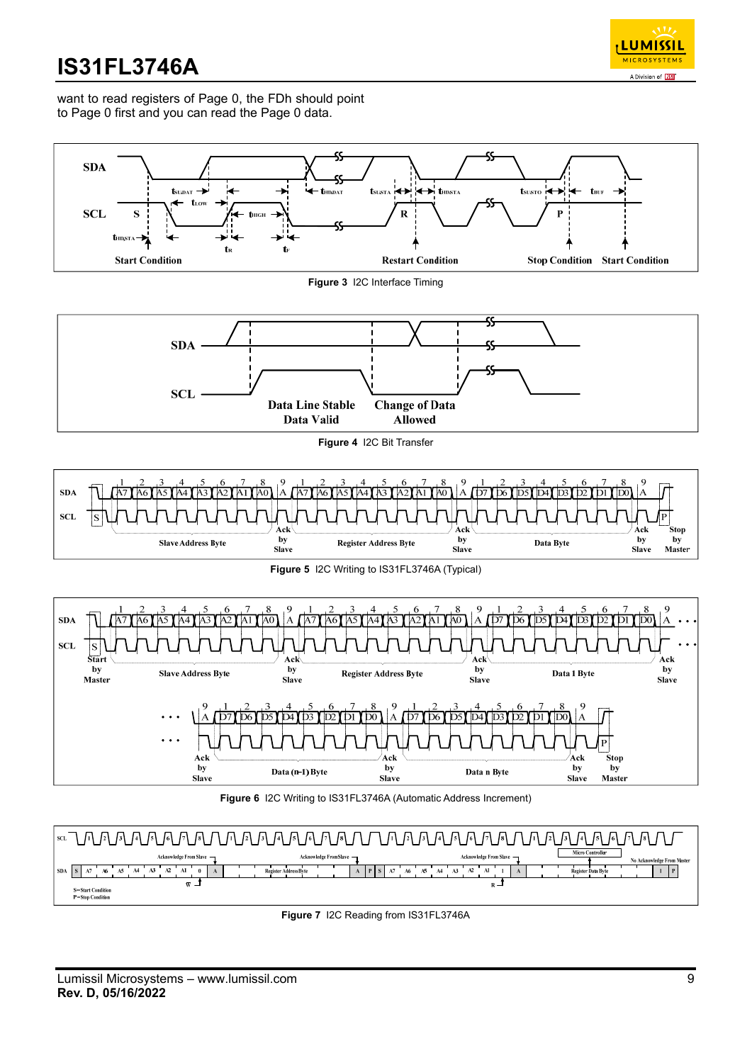want to read registers of Page 0, the FDh should point to Page 0 first and you can read the Page 0 data.

Figure 3 I2C Interface Timing

Figure 4 I2C Bit Transfer

Figure 5 I2C Writing to IS31FL3746A (Typical)

Figure 6 I2C Writing to IS31FL3746A (Automatic Address Increment)

Figure 7 I2C Reading from IS31FL3746A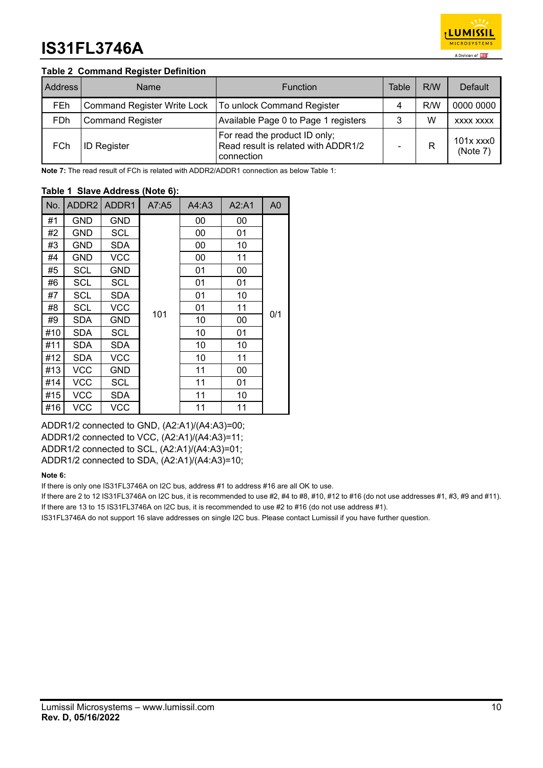**Table 2 Command Register Definition**

| Address | Name | Function | Table | R/W | Default |
|---|---|---|---|---|---|
| FEh | Command Register Write Lock | To unlock Command Register | 4 | R/W | 0000 0000 |
| FDh | Command Register | Available Page 0 to Page 1 registers | 3 | W | xxxx xxxx |
| FCh | ID Register | For read the product ID only; Read result is related with ADDR1/2 connection | - | R | 101x xxx0 (Note 7) |

**Note 7:** The read result of FCh is related with ADDR2/ADDR1 connection as below Table 1:

**Table 1 Slave Address (Note 6):**

| No. | ADDR2 | ADDR1 | A7:A5 | A4:A3 | A2:A1 | A0 |
|---|---|---|---|---|---|---|
| #1 | GND | GND | 101 | 00 | 00 | 0/1 |
| #2 | GND | SCL | | 00 | 01 | |
| #3 | GND | SDA | | 00 | 10 | |
| #4 | GND | VCC | | 00 | 11 | |
| #5 | SCL | GND | | 01 | 00 | |
| #6 | SCL | SCL | | 01 | 01 | |
| #7 | SCL | SDA | | 01 | 10 | |
| #8 | SCL | VCC | | 01 | 11 | |
| #9 | SDA | GND | | 10 | 00 | |
| #10 | SDA | SCL | | 10 | 01 | |
| #11 | SDA | SDA | | 10 | 10 | |
| #12 | SDA | VCC | | 10 | 11 | |
| #13 | VCC | GND | | 11 | 00 | |
| #14 | VCC | SCL | | 11 | 01 | |
| #15 | VCC | SDA | | 11 | 10 | |
| #16 | VCC | VCC | | 11 | 11 | |

ADDR1/2 connected to GND, (A2:A1)/(A4:A3)=00;
ADDR1/2 connected to VCC, (A2:A1)/(A4:A3)=11;
ADDR1/2 connected to SCL, (A2:A1)/(A4:A3)=01;
ADDR1/2 connected to SDA, (A2:A1)/(A4:A3)=10;

**Note 6:**

If there is only one IS31FL3746A on I2C bus, address #1 to address #16 are all OK to use.

If there are 2 to 12 IS31FL3746A on I2C bus, it is recommended to use #2, #4 to #8, #10, #12 to #16 (do not use addresses #1, #3, #9 and #11).

If there are 13 to 15 IS31FL3746A on I2C bus, it is recommended to use #2 to #16 (do not use address #1).

IS31FL3746A do not support 16 slave addresses on single I2C bus. Please contact Lumissil if you have further question.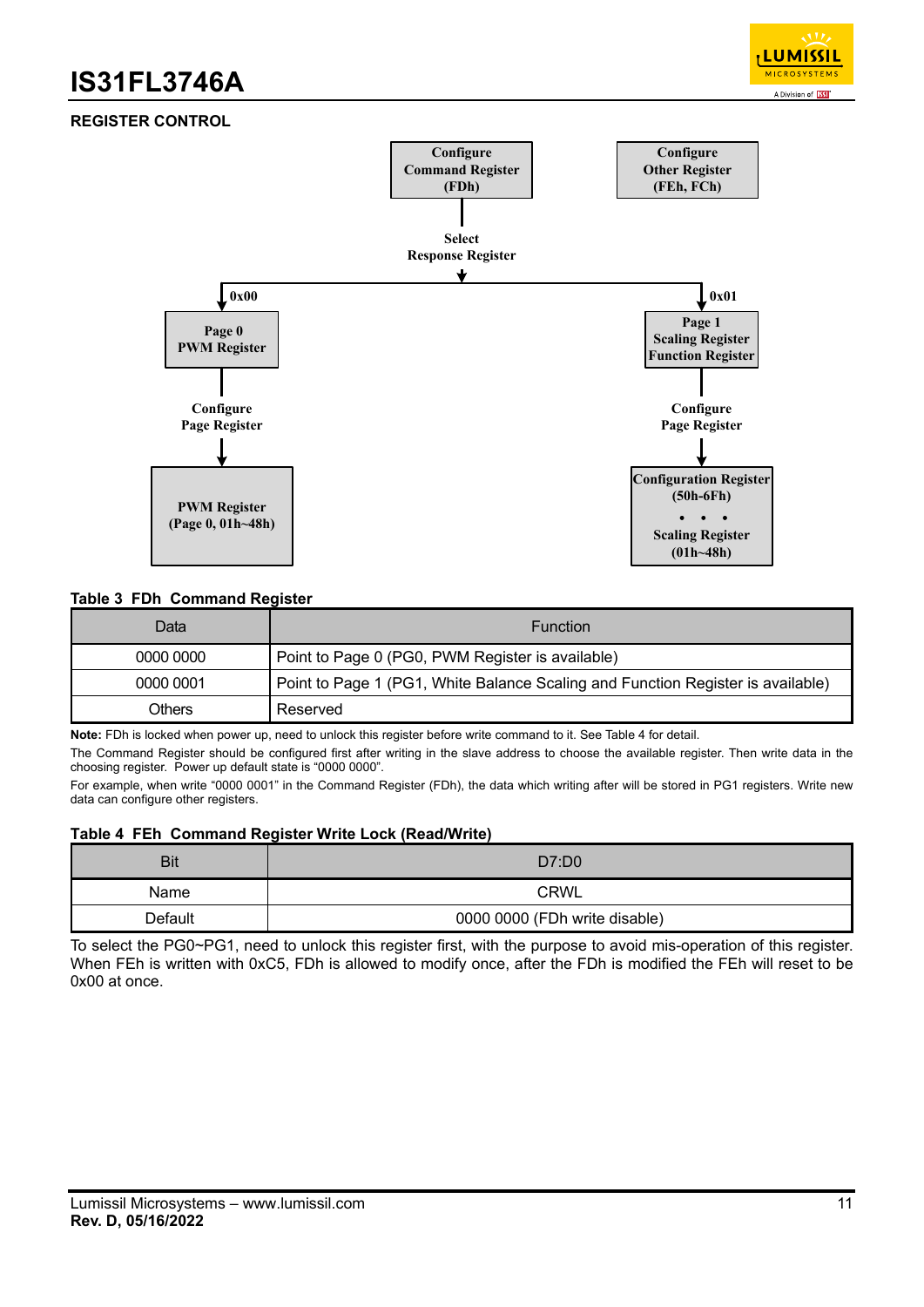## REGISTER CONTROL

Configure Command Register (FDh)

Configure Other Register (FEh, FCh)

Select Response Register

0x00

Page 0 PWM Register

Configure Page Register

PWM Register (Page 0, 01h~48h)

0x01

Page 1 Scaling Register Function Register

Configure Page Register

Configuration Register (50h-6Fh)

• • •

Scaling Register (01h~48h)

**Table 3 FDh Command Register**

| Data | Function |
|---|---|
| 0000 0000 | Point to Page 0 (PG0, PWM Register is available) |
| 0000 0001 | Point to Page 1 (PG1, White Balance Scaling and Function Register is available) |
| Others | Reserved |

**Note:** FDh is locked when power up, need to unlock this register before write command to it. See Table 4 for detail.

The Command Register should be configured first after writing in the slave address to choose the available register. Then write data in the choosing register. Power up default state is "0000 0000".

For example, when write "0000 0001" in the Command Register (FDh), the data which writing after will be stored in PG1 registers. Write new data can configure other registers.

**Table 4 FEh Command Register Write Lock (Read/Write)**

| Bit | D7:D0 |
|---|---|
| Name | CRWL |
| Default | 0000 0000 (FDh write disable) |

To select the PG0~PG1, need to unlock this register first, with the purpose to avoid mis-operation of this register. When FEh is written with 0xC5, FDh is allowed to modify once, after the FDh is modified the FEh will reset to be 0x00 at once.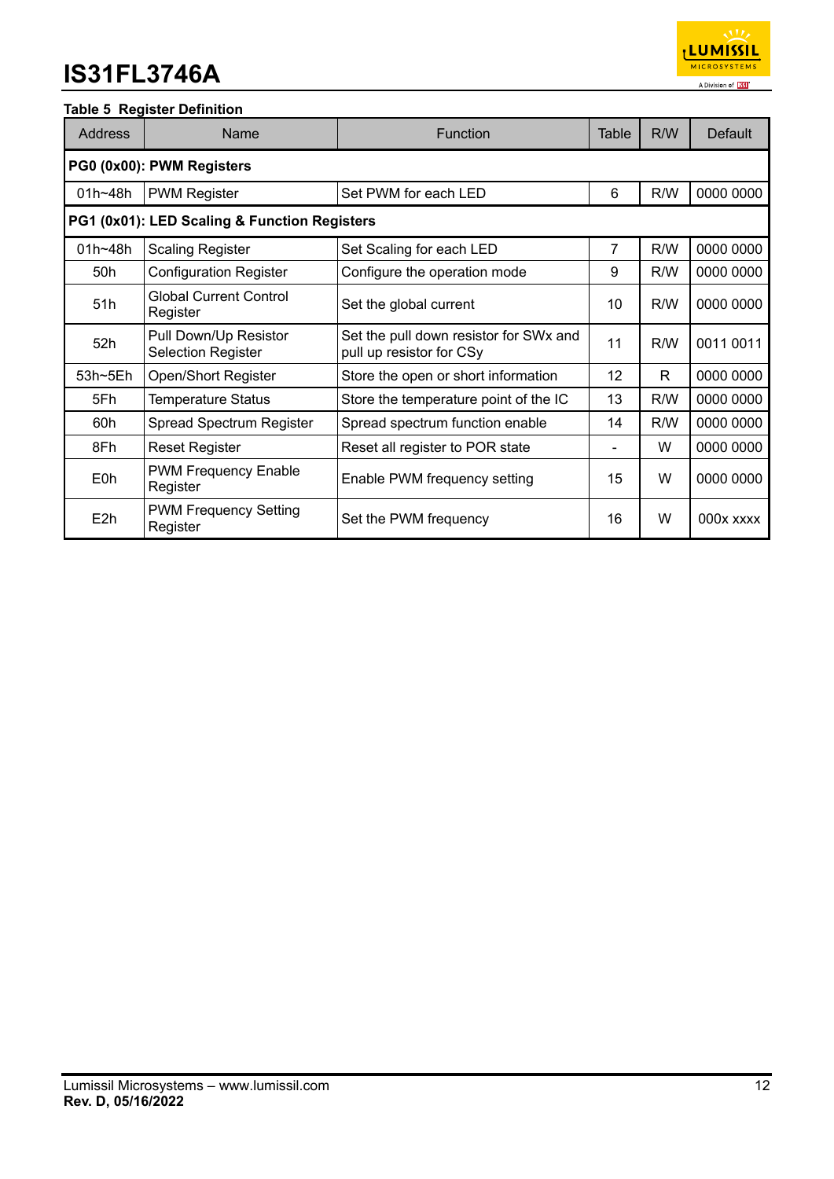**Table 5 Register Definition**

| Address | Name | Function | Table | R/W | Default |
|---|---|---|---|---|---|
| **PG0 (0x00): PWM Registers** | | | | | |
| 01h~48h | PWM Register | Set PWM for each LED | 6 | R/W | 0000 0000 |
| **PG1 (0x01): LED Scaling & Function Registers** | | | | | |
| 01h~48h | Scaling Register | Set Scaling for each LED | 7 | R/W | 0000 0000 |
| 50h | Configuration Register | Configure the operation mode | 9 | R/W | 0000 0000 |
| 51h | Global Current Control Register | Set the global current | 10 | R/W | 0000 0000 |
| 52h | Pull Down/Up Resistor Selection Register | Set the pull down resistor for SWx and pull up resistor for CSy | 11 | R/W | 0011 0011 |
| 53h~5Eh | Open/Short Register | Store the open or short information | 12 | R | 0000 0000 |
| 5Fh | Temperature Status | Store the temperature point of the IC | 13 | R/W | 0000 0000 |
| 60h | Spread Spectrum Register | Spread spectrum function enable | 14 | R/W | 0000 0000 |
| 8Fh | Reset Register | Reset all register to POR state | - | W | 0000 0000 |
| E0h | PWM Frequency Enable Register | Enable PWM frequency setting | 15 | W | 0000 0000 |
| E2h | PWM Frequency Setting Register | Set the PWM frequency | 16 | W | 000x xxxx |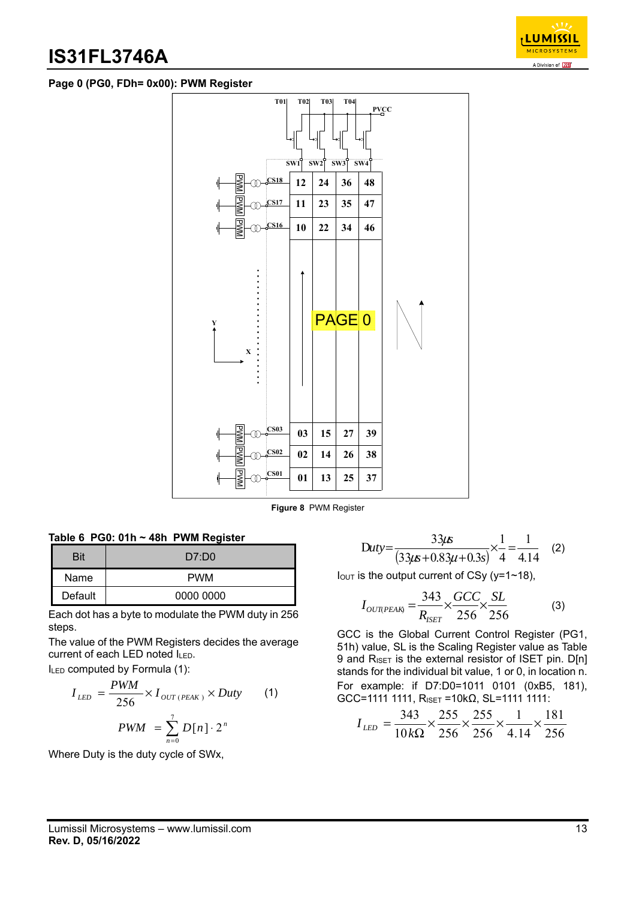## Page 0 (PG0, FDh= 0x00): PWM Register

Figure 8 PWM Register

**Table 6 PG0: 01h ~ 48h PWM Register**

| Bit | D7:D0 |
|---|---|
| Name | PWM |
| Default | 0000 0000 |

Each dot has a byte to modulate the PWM duty in 256 steps.

The value of the PWM Registers decides the average current of each LED noted $I_{LED}$.

$I_{LED}$ computed by Formula (1):

$$I_{LED} = \frac{PWM}{256} \times I_{OUT(PEAK)} \times Duty \qquad (1)$$

$$PWM = \sum_{n=0}^{7} D[n] \cdot 2^n$$

Where Duty is the duty cycle of SWx,

$$Duty = \frac{33\mu s}{(33\mu s + 0.83\mu + 0.3s)} \times \frac{1}{4} = \frac{1}{4.14} \qquad (2)$$

$I_{OUT}$ is the output current of CSy (y=1~18),

$$I_{OUT(PEAK)} = \frac{343}{R_{ISET}} \times \frac{GCC}{256} \times \frac{SL}{256} \qquad (3)$$

GCC is the Global Current Control Register (PG1, 51h) value, SL is the Scaling Register value as Table 9 and $R_{ISET}$ is the external resistor of ISET pin. D[n] stands for the individual bit value, 1 or 0, in location n.

For example: if D7:D0=1011 0101 (0xB5, 181), GCC=1111 1111, $R_{ISET}$ =10kΩ, SL=1111 1111:

$$I_{LED} = \frac{343}{10k\Omega} \times \frac{255}{256} \times \frac{255}{256} \times \frac{1}{4.14} \times \frac{181}{256}$$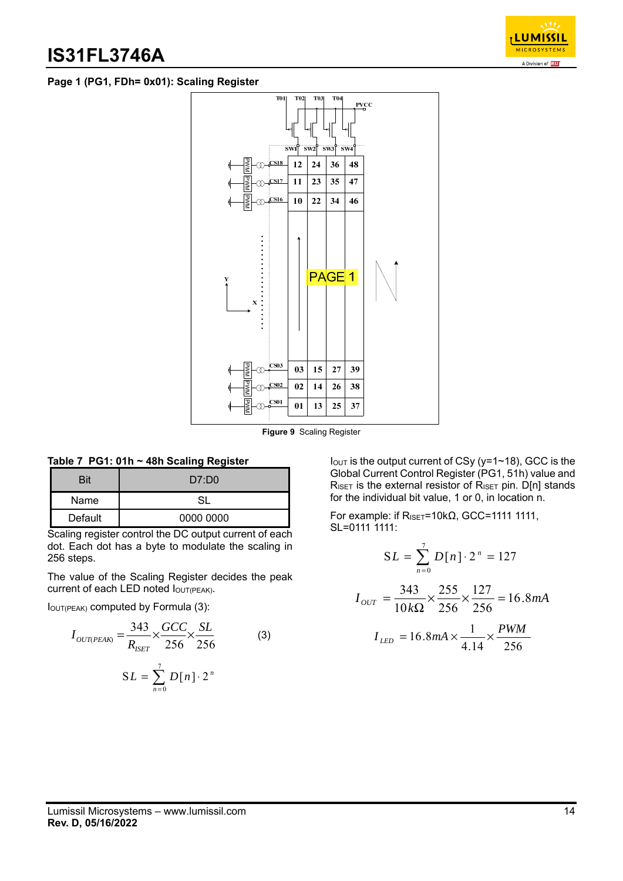## Page 1 (PG1, FDh= 0x01): Scaling Register

Figure 9 Scaling Register

**Table 7 PG1: 01h ~ 48h Scaling Register**

| Bit | D7:D0 |
|---|---|
| Name | SL |
| Default | 0000 0000 |

Scaling register control the DC output current of each dot. Each dot has a byte to modulate the scaling in 256 steps.

The value of the Scaling Register decides the peak current of each LED noted $I_{OUT(PEAK)}$.

$I_{OUT(PEAK)}$ computed by Formula (3):

$$I_{OUT(PEAK)} = \frac{343}{R_{ISET}} \times \frac{GCC}{256} \times \frac{SL}{256} \quad (3)$$

$$SL = \sum_{n=0}^{7} D[n] \cdot 2^n$$

$I_{OUT}$ is the output current of CSy (y=1~18), GCC is the Global Current Control Register (PG1, 51h) value and $R_{ISET}$ is the external resistor of $R_{ISET}$ pin. D[n] stands for the individual bit value, 1 or 0, in location n.

For example: if $R_{ISET}$=10kΩ, GCC=1111 1111, SL=0111 1111:

$$SL = \sum_{n=0}^{7} D[n] \cdot 2^n = 127$$

$$I_{OUT} = \frac{343}{10k\Omega} \times \frac{255}{256} \times \frac{127}{256} = 16.8mA$$

$$I_{LED} = 16.8mA \times \frac{1}{4.14} \times \frac{PWM}{256}$$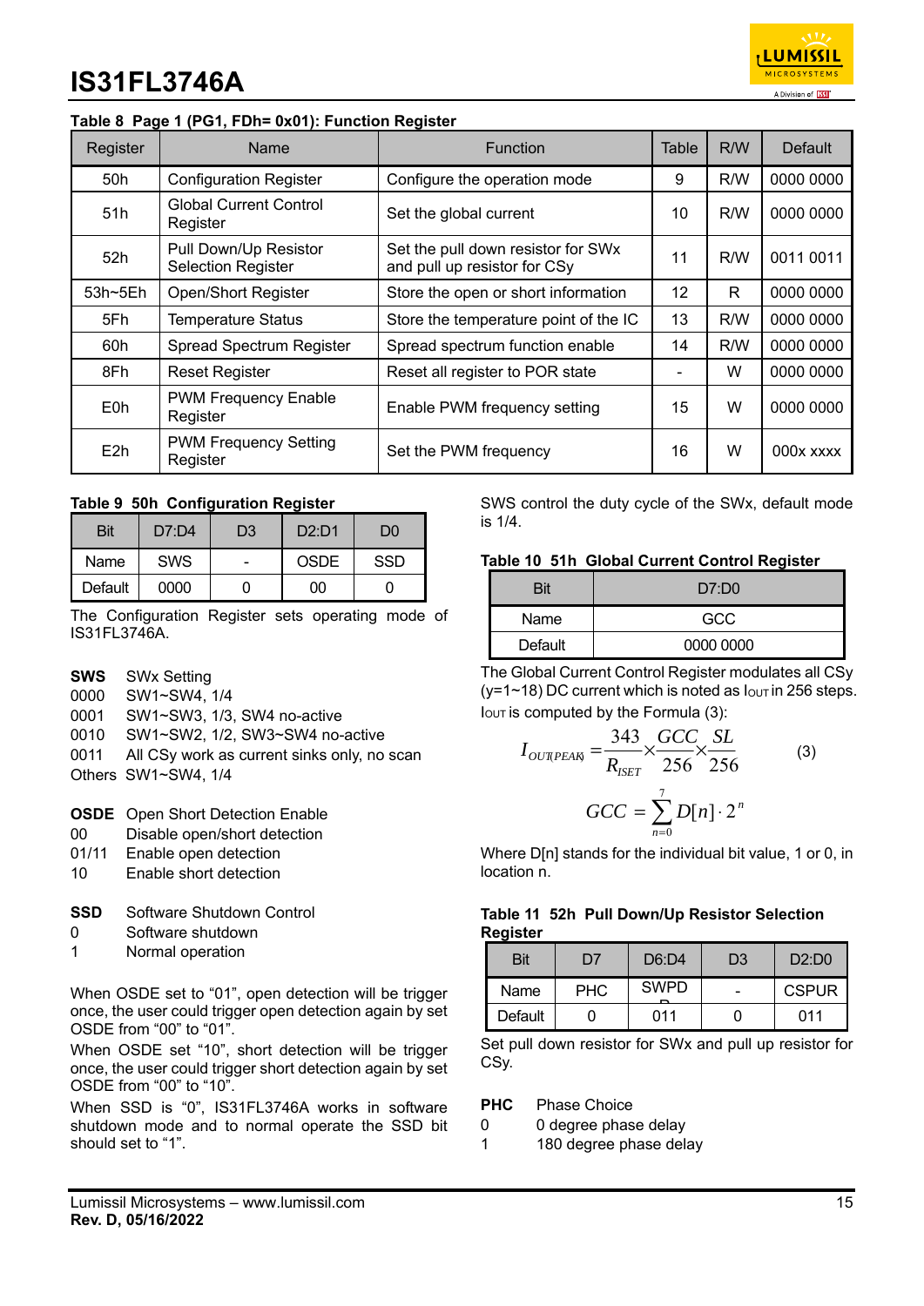**Table 8 Page 1 (PG1, FDh= 0x01): Function Register**

| Register | Name | Function | Table | R/W | Default |
|---|---|---|---|---|---|
| 50h | Configuration Register | Configure the operation mode | 9 | R/W | 0000 0000 |
| 51h | Global Current Control Register | Set the global current | 10 | R/W | 0000 0000 |
| 52h | Pull Down/Up Resistor Selection Register | Set the pull down resistor for SWx and pull up resistor for CSy | 11 | R/W | 0011 0011 |
| 53h~5Eh | Open/Short Register | Store the open or short information | 12 | R | 0000 0000 |
| 5Fh | Temperature Status | Store the temperature point of the IC | 13 | R/W | 0000 0000 |
| 60h | Spread Spectrum Register | Spread spectrum function enable | 14 | R/W | 0000 0000 |
| 8Fh | Reset Register | Reset all register to POR state | - | W | 0000 0000 |
| E0h | PWM Frequency Enable Register | Enable PWM frequency setting | 15 | W | 0000 0000 |
| E2h | PWM Frequency Setting Register | Set the PWM frequency | 16 | W | 000x xxxx |

**Table 9 50h Configuration Register**

| Bit | D7:D4 | D3 | D2:D1 | D0 |
|---|---|---|---|---|
| Name | SWS | - | OSDE | SSD |
| Default | 0000 | 0 | 00 | 0 |

The Configuration Register sets operating mode of IS31FL3746A.

**SWS** SWx Setting
0000 SW1~SW4, 1/4
0001 SW1~SW3, 1/3, SW4 no-active
0010 SW1~SW2, 1/2, SW3~SW4 no-active
0011 All CSy work as current sinks only, no scan
Others SW1~SW4, 1/4

**OSDE** Open Short Detection Enable
00 Disable open/short detection
01/11 Enable open detection
10 Enable short detection

**SSD** Software Shutdown Control
0 Software shutdown
1 Normal operation

When OSDE set to "01", open detection will be trigger once, the user could trigger open detection again by set OSDE from "00" to "01".

When OSDE set "10", short detection will be trigger once, the user could trigger short detection again by set OSDE from "00" to "10".

When SSD is "0", IS31FL3746A works in software shutdown mode and to normal operate the SSD bit should set to "1".

SWS control the duty cycle of the SWx, default mode is 1/4.

**Table 10 51h Global Current Control Register**

| Bit | D7:D0 |
|---|---|
| Name | GCC |
| Default | 0000 0000 |

The Global Current Control Register modulates all CSy (y=1~18) DC current which is noted as $I_{OUT}$ in 256 steps.

$I_{OUT}$ is computed by the Formula (3):

$$I_{OUT(PEAK)} = \frac{343}{R_{ISET}} \times \frac{GCC}{256} \times \frac{SL}{256} \quad (3)$$

$$GCC = \sum_{n=0}^{7} D[n] \cdot 2^n$$

Where D[n] stands for the individual bit value, 1 or 0, in location n.

**Table 11 52h Pull Down/Up Resistor Selection Register**

| Bit | D7 | D6:D4 | D3 | D2:D0 |
|---|---|---|---|---|
| Name | PHC | SWPDR | - | CSPUR |
| Default | 0 | 011 | 0 | 011 |

Set pull down resistor for SWx and pull up resistor for CSy.

**PHC** Phase Choice
0 0 degree phase delay
1 180 degree phase delay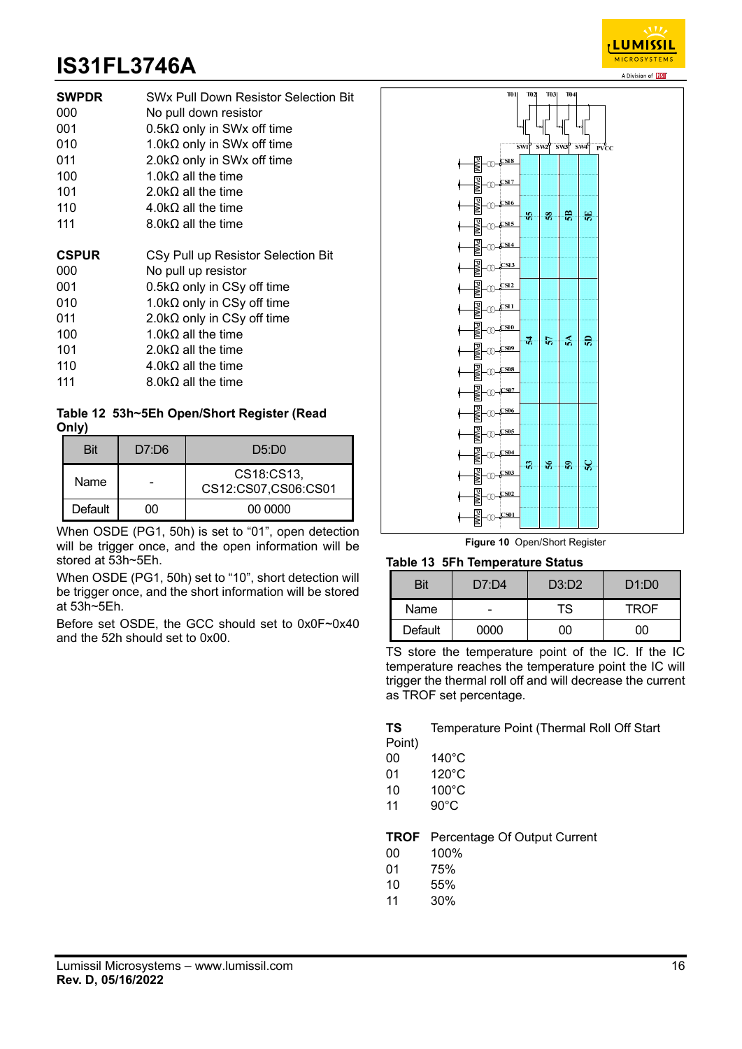**SWPDR** SWx Pull Down Resistor Selection Bit

000 No pull down resistor
001 0.5kΩ only in SWx off time
010 1.0kΩ only in SWx off time
011 2.0kΩ only in SWx off time
100 1.0kΩ all the time
101 2.0kΩ all the time
110 4.0kΩ all the time
111 8.0kΩ all the time

**CSPUR** CSy Pull up Resistor Selection Bit

000 No pull up resistor
001 0.5kΩ only in CSy off time
010 1.0kΩ only in CSy off time
011 2.0kΩ only in CSy off time
100 1.0kΩ all the time
101 2.0kΩ all the time
110 4.0kΩ all the time
111 8.0kΩ all the time

**Table 12 53h~5Eh Open/Short Register (Read Only)**

| Bit | D7:D6 | D5:D0 |
|---|---|---|
| Name | - | CS18:CS13, CS12:CS07,CS06:CS01 |
| Default | 00 | 00 0000 |

When OSDE (PG1, 50h) is set to “01”, open detection will be trigger once, and the open information will be stored at 53h~5Eh.

When OSDE (PG1, 50h) set to “10”, short detection will be trigger once, and the short information will be stored at 53h~5Eh.

Before set OSDE, the GCC should set to 0x0F~0x40 and the 52h should set to 0x00.

**Figure 10** Open/Short Register

**Table 13 5Fh Temperature Status**

| Bit | D7:D4 | D3:D2 | D1:D0 |
|---|---|---|---|
| Name | - | TS | TROF |
| Default | 0000 | 00 | 00 |

TS store the temperature point of the IC. If the IC temperature reaches the temperature point the IC will trigger the thermal roll off and will decrease the current as TROF set percentage.

**TS** Temperature Point (Thermal Roll Off Start Point)

00 140°C
01 120°C
10 100°C
11 90°C

**TROF** Percentage Of Output Current

00 100%
01 75%
10 55%
11 30%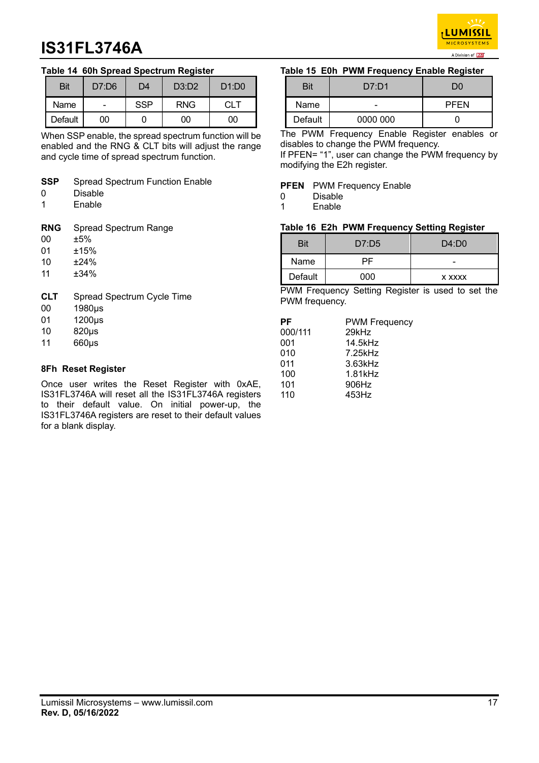**Table 14 60h Spread Spectrum Register**

| Bit | D7:D6 | D4 | D3:D2 | D1:D0 |
|---|---|---|---|---|
| Name | - | SSP | RNG | CLT |
| Default | 00 | 0 | 00 | 00 |

When SSP enable, the spread spectrum function will be enabled and the RNG & CLT bits will adjust the range and cycle time of spread spectrum function.

**SSP** Spread Spectrum Function Enable
0 Disable
1 Enable

**RNG** Spread Spectrum Range
00 ±5%
01 ±15%
10 ±24%
11 ±34%

**CLT** Spread Spectrum Cycle Time
00 1980µs
01 1200µs
10 820µs
11 660µs

**8Fh Reset Register**

Once user writes the Reset Register with 0xAE, IS31FL3746A will reset all the IS31FL3746A registers to their default value. On initial power-up, the IS31FL3746A registers are reset to their default values for a blank display.

**Table 15 E0h PWM Frequency Enable Register**

| Bit | D7:D1 | D0 |
|---|---|---|
| Name | - | PFEN |
| Default | 0000 000 | 0 |

The PWM Frequency Enable Register enables or disables to change the PWM frequency.
If PFEN= "1", user can change the PWM frequency by modifying the E2h register.

**PFEN** PWM Frequency Enable
0 Disable
1 Enable

**Table 16 E2h PWM Frequency Setting Register**

| Bit | D7:D5 | D4:D0 |
|---|---|---|
| Name | PF | - |
| Default | 000 | x xxxx |

PWM Frequency Setting Register is used to set the PWM frequency.

**PF** PWM Frequency
000/111 29kHz
001 14.5kHz
010 7.25kHz
011 3.63kHz
100 1.81kHz
101 906Hz
110 453Hz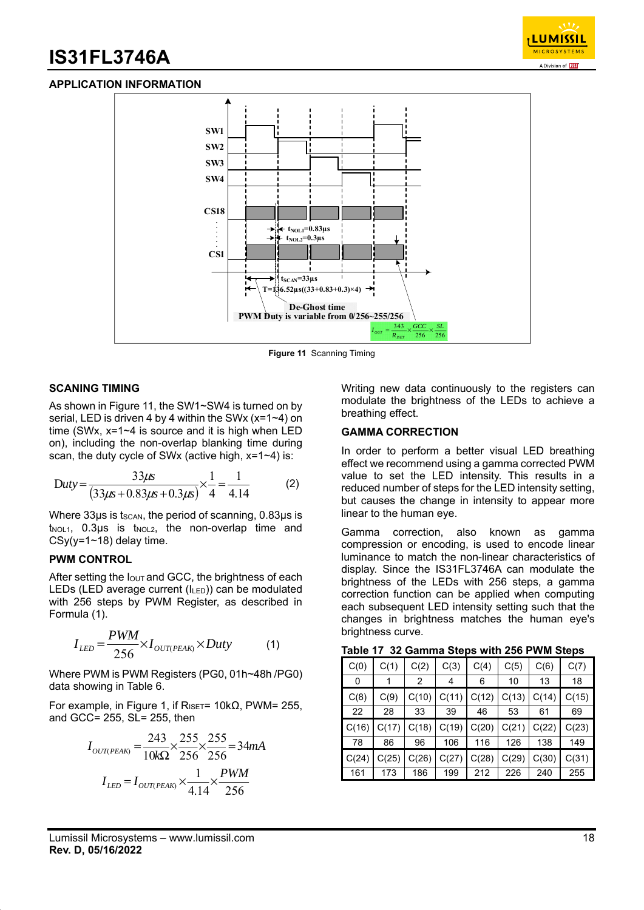## APPLICATION INFORMATION

SW1
SW2
SW3
SW4
CS18
CS1
$t_{NOL1}$=0.83µs
$t_{NOL2}$=0.3µs
$t_{SCAN}$=33µs
T=136.52µs((33+0.83+0.3)×4)
De-Ghost time
PWM Duty is variable from 0/256~255/256

$I_{OUT} = \frac{343}{R_{ISET}} \times \frac{GCC}{256} \times \frac{SL}{256}$

**Figure 11** Scanning Timing

### SCANING TIMING

As shown in Figure 11, the SW1~SW4 is turned on by serial, LED is driven 4 by 4 within the SWx (x=1~4) on time (SWx, x=1~4 is source and it is high when LED on), including the non-overlap blanking time during scan, the duty cycle of SWx (active high, x=1~4) is:

$$Duty = \frac{33\mu s}{(33\mu s + 0.83\mu s + 0.3\mu s)} \times \frac{1}{4} = \frac{1}{4.14} \qquad (2)$$

Where 33µs is $t_{SCAN}$, the period of scanning, 0.83µs is $t_{NOL1}$, 0.3µs is $t_{NOL2}$, the non-overlap time and CSy(y=1~18) delay time.

### PWM CONTROL

After setting the $I_{OUT}$ and GCC, the brightness of each LEDs (LED average current ($I_{LED}$)) can be modulated with 256 steps by PWM Register, as described in Formula (1).

$$I_{LED} = \frac{PWM}{256} \times I_{OUT(PEAK)} \times Duty \qquad (1)$$

Where PWM is PWM Registers (PG0, 01h~48h /PG0) data showing in Table 6.

For example, in Figure 1, if $R_{ISET}$= 10kΩ, PWM= 255, and GCC= 255, SL= 255, then

$$I_{OUT(PEAK)} = \frac{243}{10k\Omega} \times \frac{255}{256} \times \frac{255}{256} = 34mA$$

$$I_{LED} = I_{OUT(PEAK)} \times \frac{1}{4.14} \times \frac{PWM}{256}$$

Writing new data continuously to the registers can modulate the brightness of the LEDs to achieve a breathing effect.

### GAMMA CORRECTION

In order to perform a better visual LED breathing effect we recommend using a gamma corrected PWM value to set the LED intensity. This results in a reduced number of steps for the LED intensity setting, but causes the change in intensity to appear more linear to the human eye.

Gamma correction, also known as gamma compression or encoding, is used to encode linear luminance to match the non-linear characteristics of display. Since the IS31FL3746A can modulate the brightness of the LEDs with 256 steps, a gamma correction function can be applied when computing each subsequent LED intensity setting such that the changes in brightness matches the human eye's brightness curve.

**Table 17 32 Gamma Steps with 256 PWM Steps**

| C(0) | C(1) | C(2) | C(3) | C(4) | C(5) | C(6) | C(7) |
|---|---|---|---|---|---|---|---|
| 0 | 1 | 2 | 4 | 6 | 10 | 13 | 18 |
| C(8) | C(9) | C(10) | C(11) | C(12) | C(13) | C(14) | C(15) |
| 22 | 28 | 33 | 39 | 46 | 53 | 61 | 69 |
| C(16) | C(17) | C(18) | C(19) | C(20) | C(21) | C(22) | C(23) |
| 78 | 86 | 96 | 106 | 116 | 126 | 138 | 149 |
| C(24) | C(25) | C(26) | C(27) | C(28) | C(29) | C(30) | C(31) |
| 161 | 173 | 186 | 199 | 212 | 226 | 240 | 255 |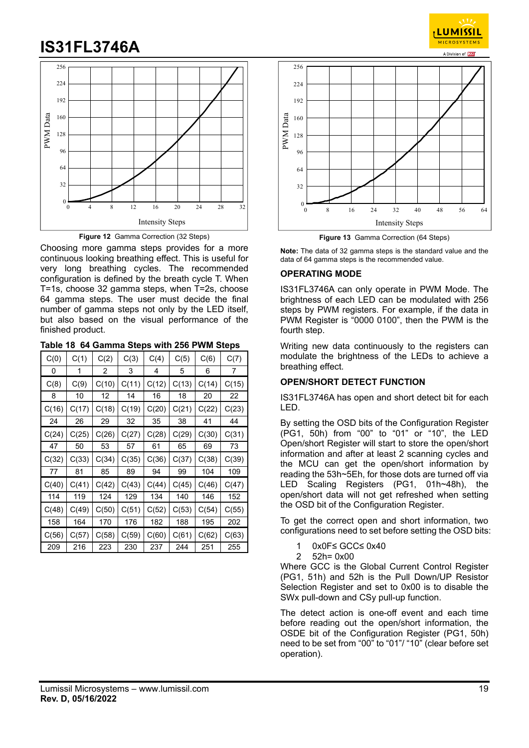Figure 12 Gamma Correction (32 Steps)

Choosing more gamma steps provides for a more continuous looking breathing effect. This is useful for very long breathing cycles. The recommended configuration is defined by the breath cycle T. When T=1s, choose 32 gamma steps, when T=2s, choose 64 gamma steps. The user must decide the final number of gamma steps not only by the LED itself, but also based on the visual performance of the finished product.

**Table 18 64 Gamma Steps with 256 PWM Steps**

| C(0) | C(1) | C(2) | C(3) | C(4) | C(5) | C(6) | C(7) |
|---|---|---|---|---|---|---|---|
| 0 | 1 | 2 | 3 | 4 | 5 | 6 | 7 |
| C(8) | C(9) | C(10) | C(11) | C(12) | C(13) | C(14) | C(15) |
| 8 | 10 | 12 | 14 | 16 | 18 | 20 | 22 |
| C(16) | C(17) | C(18) | C(19) | C(20) | C(21) | C(22) | C(23) |
| 24 | 26 | 29 | 32 | 35 | 38 | 41 | 44 |
| C(24) | C(25) | C(26) | C(27) | C(28) | C(29) | C(30) | C(31) |
| 47 | 50 | 53 | 57 | 61 | 65 | 69 | 73 |
| C(32) | C(33) | C(34) | C(35) | C(36) | C(37) | C(38) | C(39) |
| 77 | 81 | 85 | 89 | 94 | 99 | 104 | 109 |
| C(40) | C(41) | C(42) | C(43) | C(44) | C(45) | C(46) | C(47) |
| 114 | 119 | 124 | 129 | 134 | 140 | 146 | 152 |
| C(48) | C(49) | C(50) | C(51) | C(52) | C(53) | C(54) | C(55) |
| 158 | 164 | 170 | 176 | 182 | 188 | 195 | 202 |
| C(56) | C(57) | C(58) | C(59) | C(60) | C(61) | C(62) | C(63) |
| 209 | 216 | 223 | 230 | 237 | 244 | 251 | 255 |

Figure 13 Gamma Correction (64 Steps)

**Note:** The data of 32 gamma steps is the standard value and the data of 64 gamma steps is the recommended value.

## OPERATING MODE

IS31FL3746A can only operate in PWM Mode. The brightness of each LED can be modulated with 256 steps by PWM registers. For example, if the data in PWM Register is "0000 0100", then the PWM is the fourth step.

Writing new data continuously to the registers can modulate the brightness of the LEDs to achieve a breathing effect.

## OPEN/SHORT DETECT FUNCTION

IS31FL3746A has open and short detect bit for each LED.

By setting the OSD bits of the Configuration Register (PG1, 50h) from "00" to "01" or "10", the LED Open/short Register will start to store the open/short information and after at least 2 scanning cycles and the MCU can get the open/short information by reading the 53h~5Eh, for those dots are turned off via LED Scaling Registers (PG1, 01h~48h), the open/short data will not get refreshed when setting the OSD bit of the Configuration Register.

To get the correct open and short information, two configurations need to set before setting the OSD bits:

1 0x0F≤ GCC≤ 0x40
2 52h= 0x00

Where GCC is the Global Current Control Register (PG1, 51h) and 52h is the Pull Down/UP Resistor Selection Register and set to 0x00 is to disable the SWx pull-down and CSy pull-up function.

The detect action is one-off event and each time before reading out the open/short information, the OSDE bit of the Configuration Register (PG1, 50h) need to be set from "00" to "01"/ "10" (clear before set operation).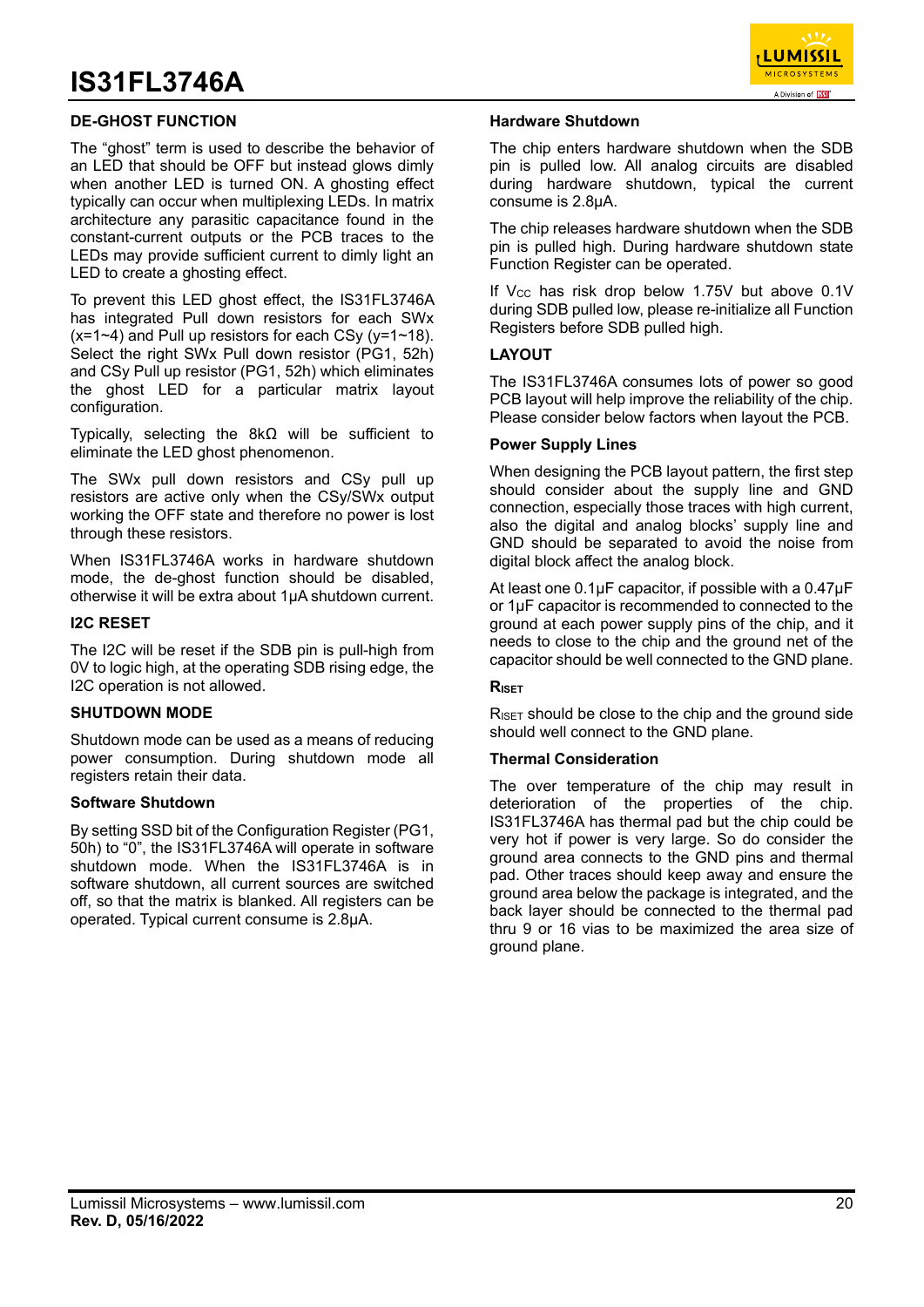## DE-GHOST FUNCTION

The "ghost" term is used to describe the behavior of an LED that should be OFF but instead glows dimly when another LED is turned ON. A ghosting effect typically can occur when multiplexing LEDs. In matrix architecture any parasitic capacitance found in the constant-current outputs or the PCB traces to the LEDs may provide sufficient current to dimly light an LED to create a ghosting effect.

To prevent this LED ghost effect, the IS31FL3746A has integrated Pull down resistors for each SWx (x=1~4) and Pull up resistors for each CSy (y=1~18). Select the right SWx Pull down resistor (PG1, 52h) and CSy Pull up resistor (PG1, 52h) which eliminates the ghost LED for a particular matrix layout configuration.

Typically, selecting the 8kΩ will be sufficient to eliminate the LED ghost phenomenon.

The SWx pull down resistors and CSy pull up resistors are active only when the CSy/SWx output working the OFF state and therefore no power is lost through these resistors.

When IS31FL3746A works in hardware shutdown mode, the de-ghost function should be disabled, otherwise it will be extra about 1μA shutdown current.

## I2C RESET

The I2C will be reset if the SDB pin is pull-high from 0V to logic high, at the operating SDB rising edge, the I2C operation is not allowed.

## SHUTDOWN MODE

Shutdown mode can be used as a means of reducing power consumption. During shutdown mode all registers retain their data.

### Software Shutdown

By setting SSD bit of the Configuration Register (PG1, 50h) to "0", the IS31FL3746A will operate in software shutdown mode. When the IS31FL3746A is in software shutdown, all current sources are switched off, so that the matrix is blanked. All registers can be operated. Typical current consume is 2.8μA.

### Hardware Shutdown

The chip enters hardware shutdown when the SDB pin is pulled low. All analog circuits are disabled during hardware shutdown, typical the current consume is 2.8μA.

The chip releases hardware shutdown when the SDB pin is pulled high. During hardware shutdown state Function Register can be operated.

If $V_{CC}$ has risk drop below 1.75V but above 0.1V during SDB pulled low, please re-initialize all Function Registers before SDB pulled high.

## LAYOUT

The IS31FL3746A consumes lots of power so good PCB layout will help improve the reliability of the chip. Please consider below factors when layout the PCB.

### Power Supply Lines

When designing the PCB layout pattern, the first step should consider about the supply line and GND connection, especially those traces with high current, also the digital and analog blocks' supply line and GND should be separated to avoid the noise from digital block affect the analog block.

At least one 0.1μF capacitor, if possible with a 0.47μF or 1μF capacitor is recommended to connected to the ground at each power supply pins of the chip, and it needs to close to the chip and the ground net of the capacitor should be well connected to the GND plane.

### $R_{ISET}$

$R_{ISET}$ should be close to the chip and the ground side should well connect to the GND plane.

### Thermal Consideration

The over temperature of the chip may result in deterioration of the properties of the chip. IS31FL3746A has thermal pad but the chip could be very hot if power is very large. So do consider the ground area connects to the GND pins and thermal pad. Other traces should keep away and ensure the ground area below the package is integrated, and the back layer should be connected to the thermal pad thru 9 or 16 vias to be maximized the area size of ground plane.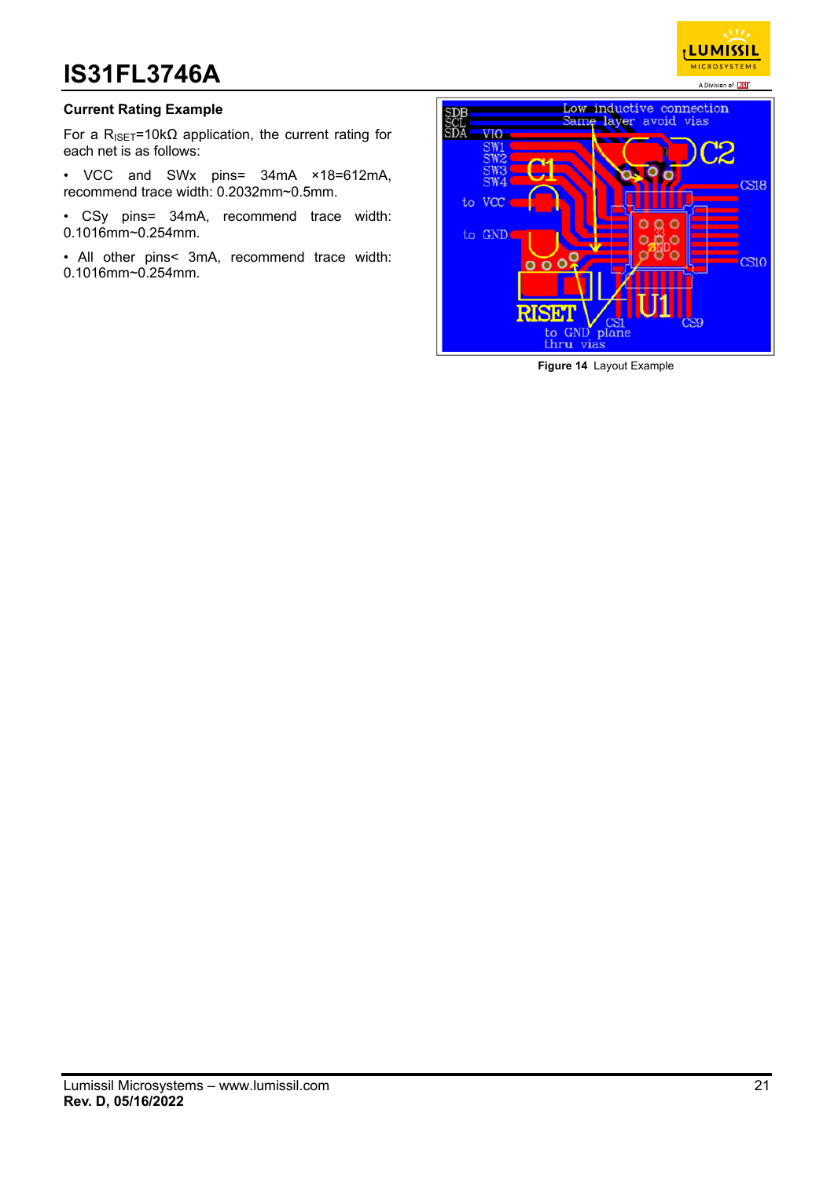### Current Rating Example

For a $R_{ISET}$=10kΩ application, the current rating for each net is as follows:

- VCC and SWx pins= 34mA ×18=612mA, recommend trace width: 0.2032mm~0.5mm.
- CSy pins= 34mA, recommend trace width: 0.1016mm~0.254mm.
- All other pins< 3mA, recommend trace width: 0.1016mm~0.254mm.

**Figure 14** Layout Example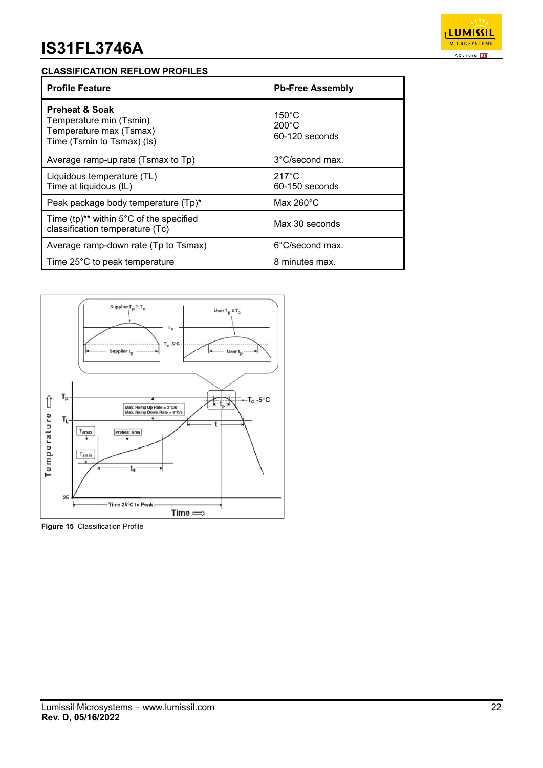## CLASSIFICATION REFLOW PROFILES

| Profile Feature | Pb-Free Assembly |
|---|---|
| **Preheat & Soak**<br>Temperature min (Tsmin)<br>Temperature max (Tsmax)<br>Time (Tsmin to Tsmax) (ts) | 150°C<br>200°C<br>60-120 seconds |
| Average ramp-up rate (Tsmax to Tp) | 3°C/second max. |
| Liquidous temperature (TL)<br>Time at liquidous (tL) | 217°C<br>60-150 seconds |
| Peak package body temperature (Tp)* | Max 260°C |
| Time (tp)** within 5°C of the specified classification temperature (Tc) | Max 30 seconds |
| Average ramp-down rate (Tp to Tsmax) | 6°C/second max. |
| Time 25°C to peak temperature | 8 minutes max. |

**Figure 15** Classification Profile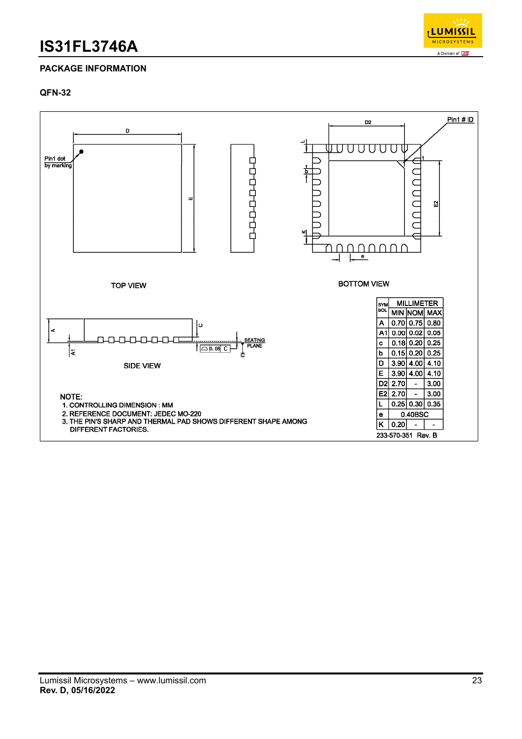## PACKAGE INFORMATION

### QFN-32

TOP VIEW

BOTTOM VIEW

SIDE VIEW

| SYMBOL | MILLIMETER | | |
|---|---|---|---|
| | MIN | NOM | MAX |
| A | 0.70 | 0.75 | 0.80 |
| A1 | 0.00 | 0.02 | 0.05 |
| c | 0.18 | 0.20 | 0.25 |
| b | 0.15 | 0.20 | 0.25 |
| D | 3.90 | 4.00 | 4.10 |
| E | 3.90 | 4.00 | 4.10 |
| D2 | 2.70 | - | 3.00 |
| E2 | 2.70 | - | 3.00 |
| L | 0.25 | 0.30 | 0.35 |
| e | 0.40BSC | | |
| K | 0.20 | - | - |

233-570-351 Rev. B

NOTE:
1. CONTROLLING DIMENSION : MM
2. REFERENCE DOCUMENT: JEDEC MO-220
3. THE PIN'S SHARP AND THERMAL PAD SHOWS DIFFERENT SHAPE AMONG DIFFERENT FACTORIES.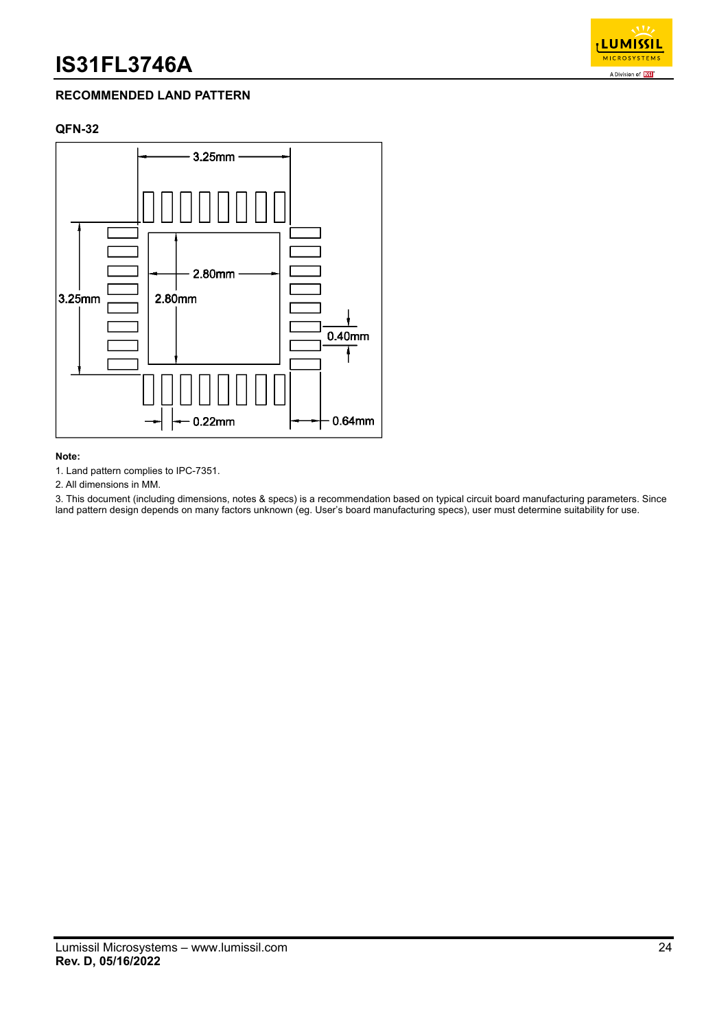## RECOMMENDED LAND PATTERN

### QFN-32

3.25mm

2.80mm

3.25mm

2.80mm

0.40mm

0.22mm

0.64mm

**Note:**

1. Land pattern complies to IPC-7351.
2. All dimensions in MM.
3. This document (including dimensions, notes & specs) is a recommendation based on typical circuit board manufacturing parameters. Since land pattern design depends on many factors unknown (eg. User's board manufacturing specs), user must determine suitability for use.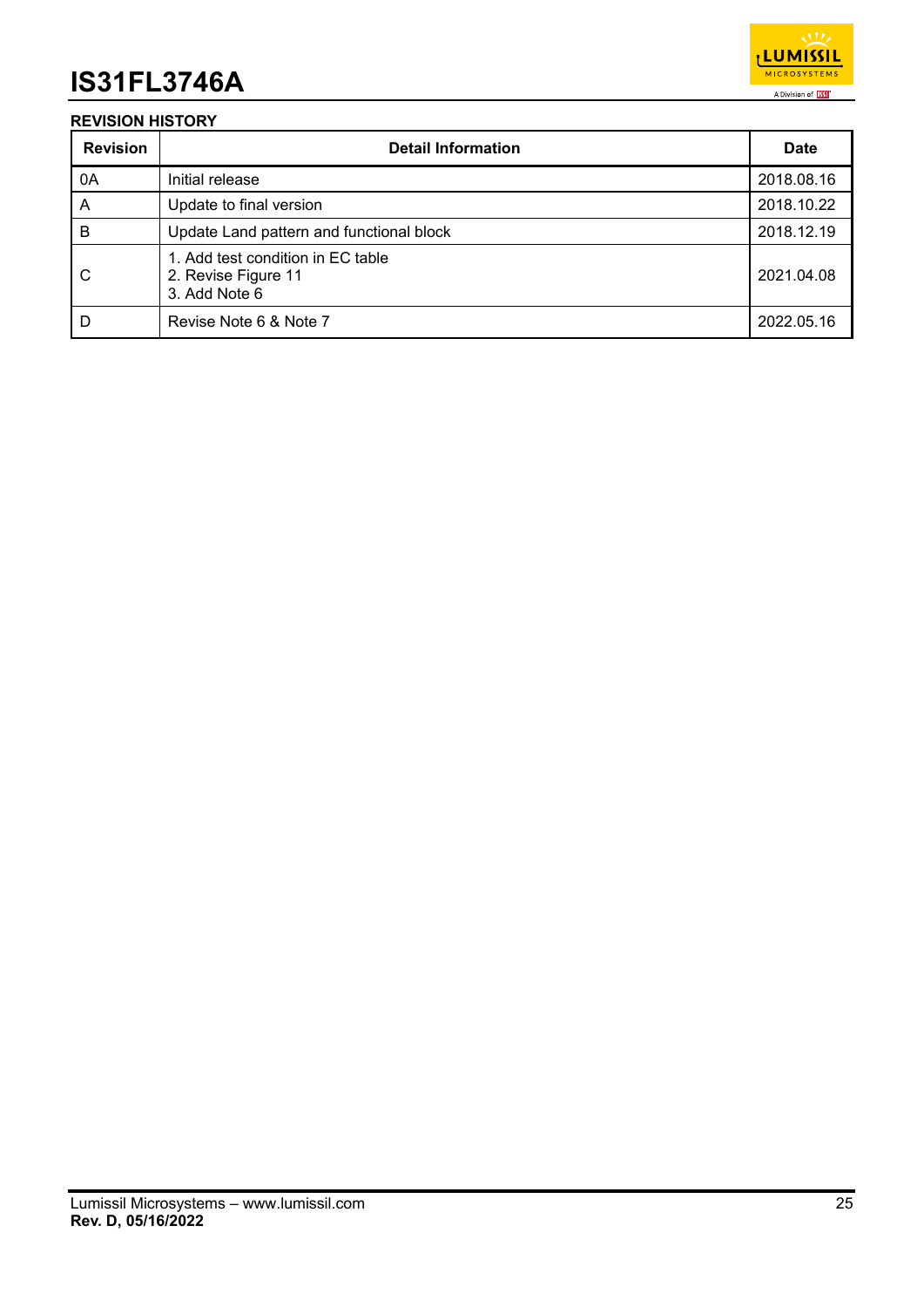## REVISION HISTORY

| Revision | Detail Information | Date |
|---|---|---|
| 0A | Initial release | 2018.08.16 |
| A | Update to final version | 2018.10.22 |
| B | Update Land pattern and functional block | 2018.12.19 |
| C | 1. Add test condition in EC table<br>2. Revise Figure 11<br>3. Add Note 6 | 2021.04.08 |
| D | Revise Note 6 & Note 7 | 2022.05.16 |